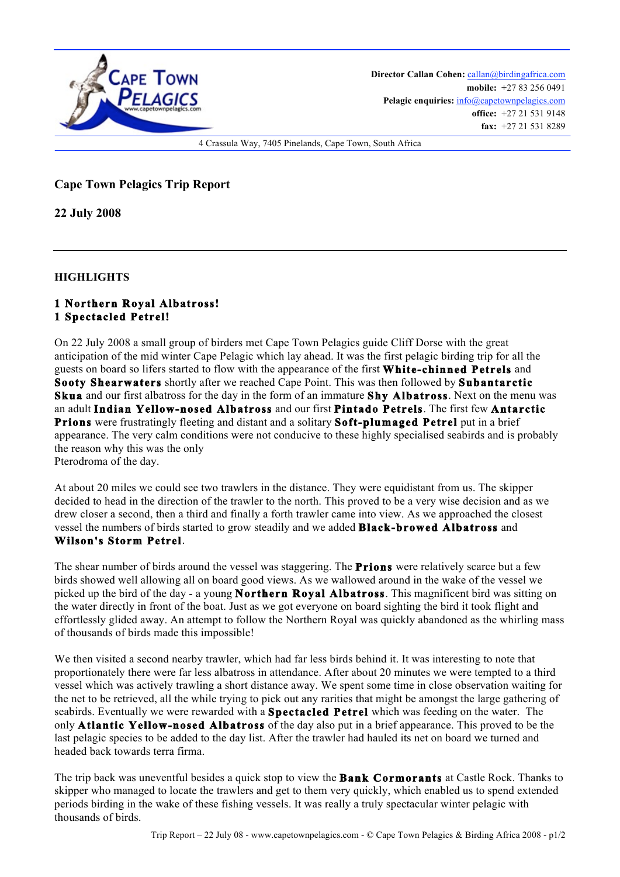Director Callan Cohen: callan@birdingafrica.com
mobile: +27 83 256 0491
Pelagic enquiries: info@capetownpelagics.com
office: +27 21 531 9148
fax: +27 21 531 8289

4 Crassula Way, 7405 Pinelands, Cape Town, South Africa

# Cape Town Pelagics Trip Report

## 22 July 2008

---

### HIGHLIGHTS

**1 Northern Royal Albatross!**
**1 Spectacled Petrel!**

On 22 July 2008 a small group of birders met Cape Town Pelagics guide Cliff Dorse with the great anticipation of the mid winter Cape Pelagic which lay ahead. It was the first pelagic birding trip for all the guests on board so lifers started to flow with the appearance of the first **White-chinned Petrels** and **Sooty Shearwaters** shortly after we reached Cape Point. This was then followed by **Subantarctic Skua** and our first albatross for the day in the form of an immature **Shy Albatross**. Next on the menu was an adult **Indian Yellow-nosed Albatross** and our first **Pintado Petrels**. The first few **Antarctic Prions** were frustratingly fleeting and distant and a solitary **Soft-plumaged Petrel** put in a brief appearance. The very calm conditions were not conducive to these highly specialised seabirds and is probably the reason why this was the only
Pterodroma of the day.

At about 20 miles we could see two trawlers in the distance. They were equidistant from us. The skipper decided to head in the direction of the trawler to the north. This proved to be a very wise decision and as we drew closer a second, then a third and finally a forth trawler came into view. As we approached the closest vessel the numbers of birds started to grow steadily and we added **Black-browed Albatross** and **Wilson's Storm Petrel**.

The shear number of birds around the vessel was staggering. The **Prions** were relatively scarce but a few birds showed well allowing all on board good views. As we wallowed around in the wake of the vessel we picked up the bird of the day - a young **Northern Royal Albatross**. This magnificent bird was sitting on the water directly in front of the boat. Just as we got everyone on board sighting the bird it took flight and effortlessly glided away. An attempt to follow the Northern Royal was quickly abandoned as the whirling mass of thousands of birds made this impossible!

We then visited a second nearby trawler, which had far less birds behind it. It was interesting to note that proportionately there were far less albatross in attendance. After about 20 minutes we were tempted to a third vessel which was actively trawling a short distance away. We spent some time in close observation waiting for the net to be retrieved, all the while trying to pick out any rarities that might be amongst the large gathering of seabirds. Eventually we were rewarded with a **Spectacled Petrel** which was feeding on the water. The only **Atlantic Yellow-nosed Albatross** of the day also put in a brief appearance. This proved to be the last pelagic species to be added to the day list. After the trawler had hauled its net on board we turned and headed back towards terra firma.

The trip back was uneventful besides a quick stop to view the **Bank Cormorants** at Castle Rock. Thanks to skipper who managed to locate the trawlers and get to them very quickly, which enabled us to spend extended periods birding in the wake of these fishing vessels. It was really a truly spectacular winter pelagic with thousands of birds.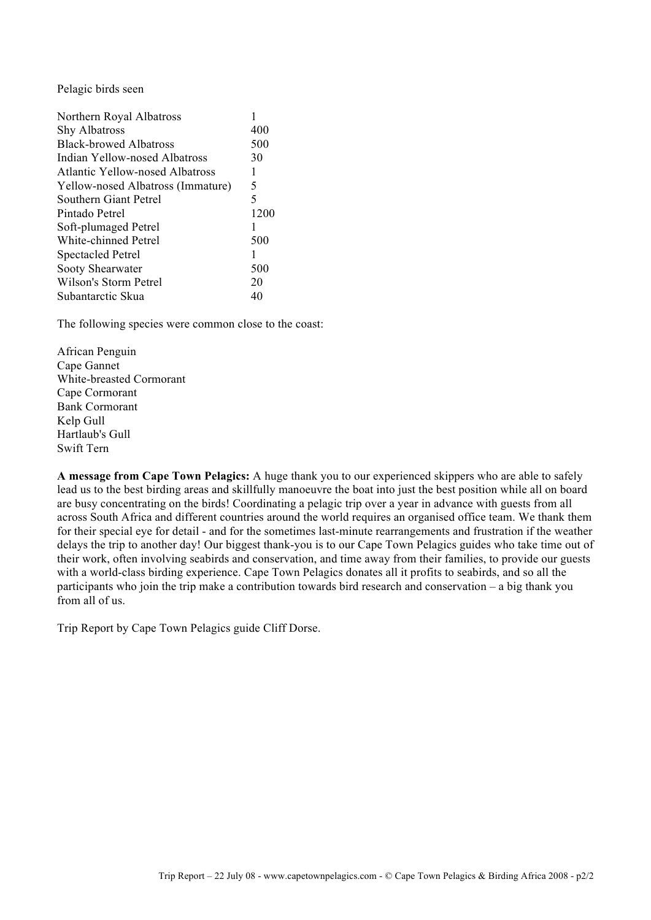Pelagic birds seen

| | |
|---|---|
| Northern Royal Albatross | 1 |
| Shy Albatross | 400 |
| Black-browed Albatross | 500 |
| Indian Yellow-nosed Albatross | 30 |
| Atlantic Yellow-nosed Albatross | 1 |
| Yellow-nosed Albatross (Immature) | 5 |
| Southern Giant Petrel | 5 |
| Pintado Petrel | 1200 |
| Soft-plumaged Petrel | 1 |
| White-chinned Petrel | 500 |
| Spectacled Petrel | 1 |
| Sooty Shearwater | 500 |
| Wilson's Storm Petrel | 20 |
| Subantarctic Skua | 40 |

The following species were common close to the coast:

African Penguin
Cape Gannet
White-breasted Cormorant
Cape Cormorant
Bank Cormorant
Kelp Gull
Hartlaub's Gull
Swift Tern

**A message from Cape Town Pelagics:** A huge thank you to our experienced skippers who are able to safely lead us to the best birding areas and skillfully manoeuvre the boat into just the best position while all on board are busy concentrating on the birds! Coordinating a pelagic trip over a year in advance with guests from all across South Africa and different countries around the world requires an organised office team. We thank them for their special eye for detail - and for the sometimes last-minute rearrangements and frustration if the weather delays the trip to another day! Our biggest thank-you is to our Cape Town Pelagics guides who take time out of their work, often involving seabirds and conservation, and time away from their families, to provide our guests with a world-class birding experience. Cape Town Pelagics donates all it profits to seabirds, and so all the participants who join the trip make a contribution towards bird research and conservation – a big thank you from all of us.

Trip Report by Cape Town Pelagics guide Cliff Dorse.